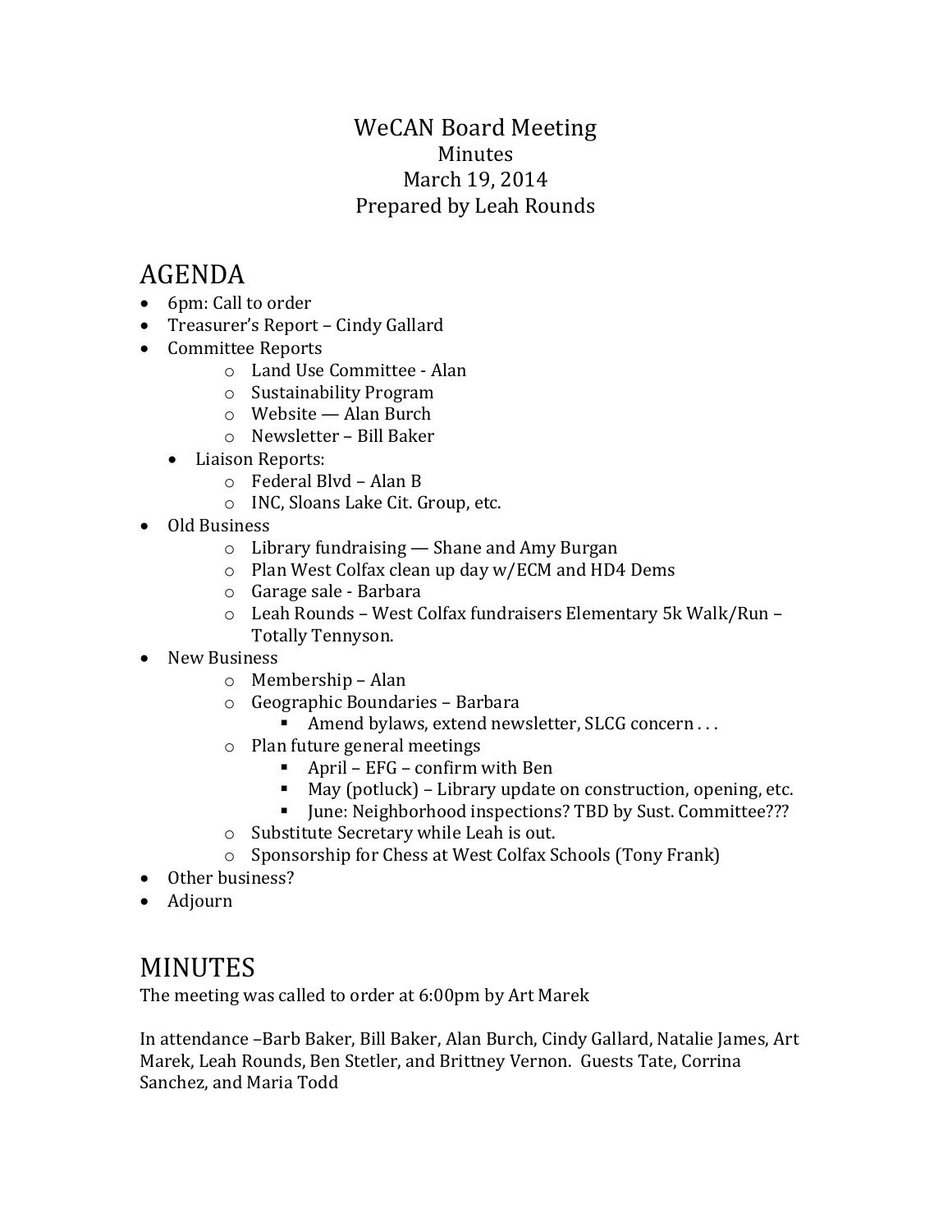# WeCAN Board Meeting

Minutes

March 19, 2014

Prepared by Leah Rounds

## AGENDA

- 6pm: Call to order
- Treasurer's Report – Cindy Gallard
- Committee Reports
    - Land Use Committee - Alan
    - Sustainability Program
    - Website — Alan Burch
    - Newsletter – Bill Baker
  - Liaison Reports:
    - Federal Blvd – Alan B
    - INC, Sloans Lake Cit. Group, etc.
- Old Business
    - Library fundraising — Shane and Amy Burgan
    - Plan West Colfax clean up day w/ECM and HD4 Dems
    - Garage sale - Barbara
    - Leah Rounds – West Colfax fundraisers Elementary 5k Walk/Run – Totally Tennyson.
- New Business
    - Membership – Alan
    - Geographic Boundaries – Barbara
        - Amend bylaws, extend newsletter, SLCG concern . . .
    - Plan future general meetings
        - April – EFG – confirm with Ben
        - May (potluck) – Library update on construction, opening, etc.
        - June: Neighborhood inspections? TBD by Sust. Committee???
    - Substitute Secretary while Leah is out.
    - Sponsorship for Chess at West Colfax Schools (Tony Frank)
- Other business?
- Adjourn

## MINUTES

The meeting was called to order at 6:00pm by Art Marek

In attendance –Barb Baker, Bill Baker, Alan Burch, Cindy Gallard, Natalie James, Art Marek, Leah Rounds, Ben Stetler, and Brittney Vernon. Guests Tate, Corrina Sanchez, and Maria Todd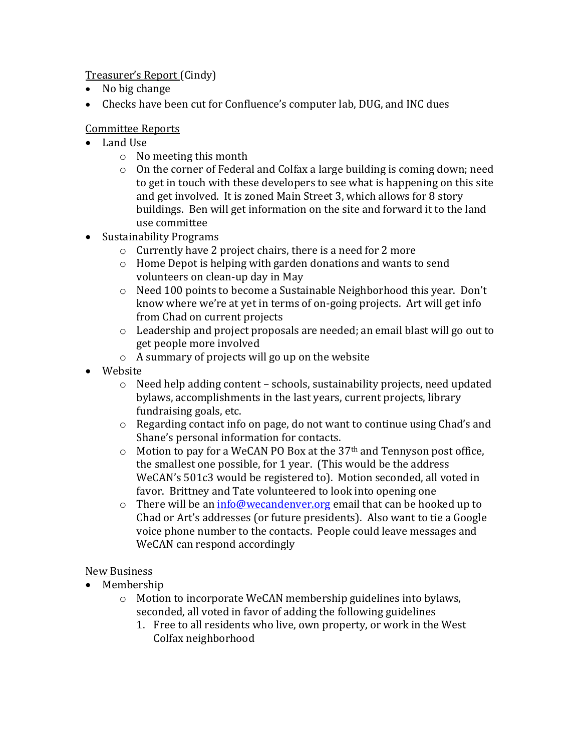Treasurer's Report (Cindy)

- No big change
- Checks have been cut for Confluence's computer lab, DUG, and INC dues

Committee Reports

- Land Use
  - No meeting this month
  - On the corner of Federal and Colfax a large building is coming down; need to get in touch with these developers to see what is happening on this site and get involved. It is zoned Main Street 3, which allows for 8 story buildings. Ben will get information on the site and forward it to the land use committee
- Sustainability Programs
  - Currently have 2 project chairs, there is a need for 2 more
  - Home Depot is helping with garden donations and wants to send volunteers on clean-up day in May
  - Need 100 points to become a Sustainable Neighborhood this year. Don't know where we're at yet in terms of on-going projects. Art will get info from Chad on current projects
  - Leadership and project proposals are needed; an email blast will go out to get people more involved
  - A summary of projects will go up on the website
- Website
  - Need help adding content – schools, sustainability projects, need updated bylaws, accomplishments in the last years, current projects, library fundraising goals, etc.
  - Regarding contact info on page, do not want to continue using Chad's and Shane's personal information for contacts.
  - Motion to pay for a WeCAN PO Box at the 37th and Tennyson post office, the smallest one possible, for 1 year. (This would be the address WeCAN's 501c3 would be registered to). Motion seconded, all voted in favor. Brittney and Tate volunteered to look into opening one
  - There will be an info@wecandenver.org email that can be hooked up to Chad or Art's addresses (or future presidents). Also want to tie a Google voice phone number to the contacts. People could leave messages and WeCAN can respond accordingly

New Business

- Membership
  - Motion to incorporate WeCAN membership guidelines into bylaws, seconded, all voted in favor of adding the following guidelines
    1. Free to all residents who live, own property, or work in the West Colfax neighborhood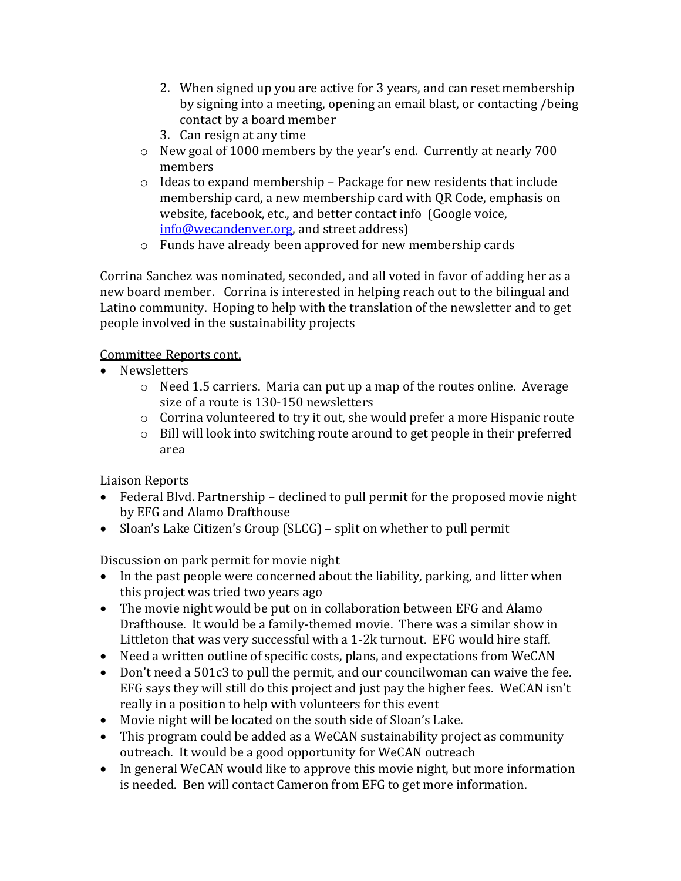2. When signed up you are active for 3 years, and can reset membership by signing into a meeting, opening an email blast, or contacting /being contact by a board member
   3. Can resign at any time

- New goal of 1000 members by the year's end. Currently at nearly 700 members
- Ideas to expand membership – Package for new residents that include membership card, a new membership card with QR Code, emphasis on website, facebook, etc., and better contact info (Google voice, info@wecandenver.org, and street address)
- Funds have already been approved for new membership cards

Corrina Sanchez was nominated, seconded, and all voted in favor of adding her as a new board member. Corrina is interested in helping reach out to the bilingual and Latino community. Hoping to help with the translation of the newsletter and to get people involved in the sustainability projects

<u>Committee Reports cont.</u>

- Newsletters
  - Need 1.5 carriers. Maria can put up a map of the routes online. Average size of a route is 130-150 newsletters
  - Corrina volunteered to try it out, she would prefer a more Hispanic route
  - Bill will look into switching route around to get people in their preferred area

<u>Liaison Reports</u>

- Federal Blvd. Partnership – declined to pull permit for the proposed movie night by EFG and Alamo Drafthouse
- Sloan's Lake Citizen's Group (SLCG) – split on whether to pull permit

Discussion on park permit for movie night

- In the past people were concerned about the liability, parking, and litter when this project was tried two years ago
- The movie night would be put on in collaboration between EFG and Alamo Drafthouse. It would be a family-themed movie. There was a similar show in Littleton that was very successful with a 1-2k turnout. EFG would hire staff.
- Need a written outline of specific costs, plans, and expectations from WeCAN
- Don't need a 501c3 to pull the permit, and our councilwoman can waive the fee. EFG says they will still do this project and just pay the higher fees. WeCAN isn't really in a position to help with volunteers for this event
- Movie night will be located on the south side of Sloan's Lake.
- This program could be added as a WeCAN sustainability project as community outreach. It would be a good opportunity for WeCAN outreach
- In general WeCAN would like to approve this movie night, but more information is needed. Ben will contact Cameron from EFG to get more information.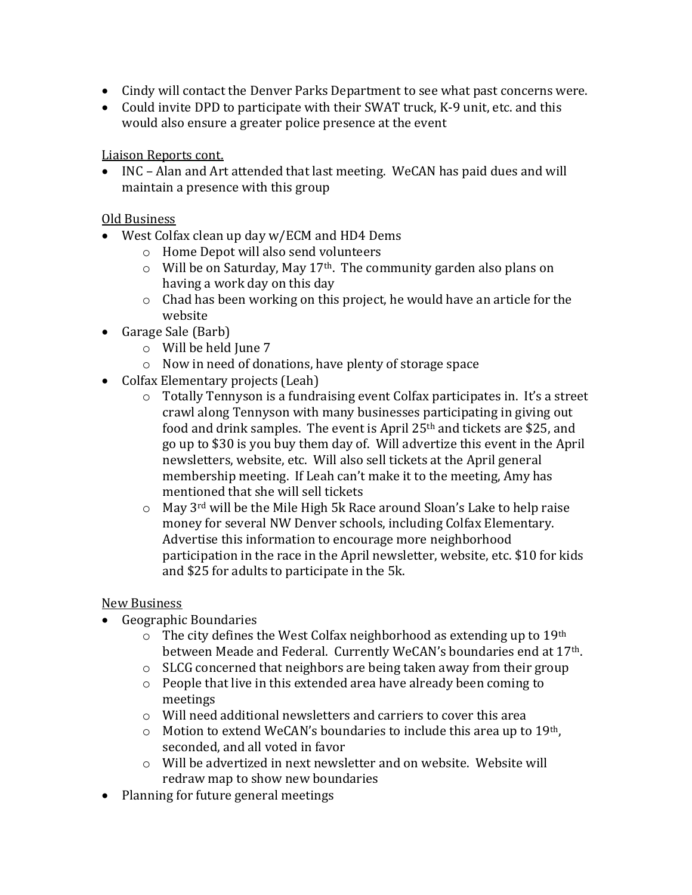- Cindy will contact the Denver Parks Department to see what past concerns were.
- Could invite DPD to participate with their SWAT truck, K-9 unit, etc. and this would also ensure a greater police presence at the event

Liaison Reports cont.

- INC – Alan and Art attended that last meeting. WeCAN has paid dues and will maintain a presence with this group

Old Business

- West Colfax clean up day w/ECM and HD4 Dems
    - Home Depot will also send volunteers
    - Will be on Saturday, May 17th. The community garden also plans on having a work day on this day
    - Chad has been working on this project, he would have an article for the website
- Garage Sale (Barb)
    - Will be held June 7
    - Now in need of donations, have plenty of storage space
- Colfax Elementary projects (Leah)
    - Totally Tennyson is a fundraising event Colfax participates in. It's a street crawl along Tennyson with many businesses participating in giving out food and drink samples. The event is April 25th and tickets are $25, and go up to $30 is you buy them day of. Will advertize this event in the April newsletters, website, etc. Will also sell tickets at the April general membership meeting. If Leah can't make it to the meeting, Amy has mentioned that she will sell tickets
    - May 3rd will be the Mile High 5k Race around Sloan's Lake to help raise money for several NW Denver schools, including Colfax Elementary. Advertise this information to encourage more neighborhood participation in the race in the April newsletter, website, etc. $10 for kids and $25 for adults to participate in the 5k.

New Business

- Geographic Boundaries
    - The city defines the West Colfax neighborhood as extending up to 19th between Meade and Federal. Currently WeCAN's boundaries end at 17th.
    - SLCG concerned that neighbors are being taken away from their group
    - People that live in this extended area have already been coming to meetings
    - Will need additional newsletters and carriers to cover this area
    - Motion to extend WeCAN's boundaries to include this area up to 19th, seconded, and all voted in favor
    - Will be advertized in next newsletter and on website. Website will redraw map to show new boundaries
- Planning for future general meetings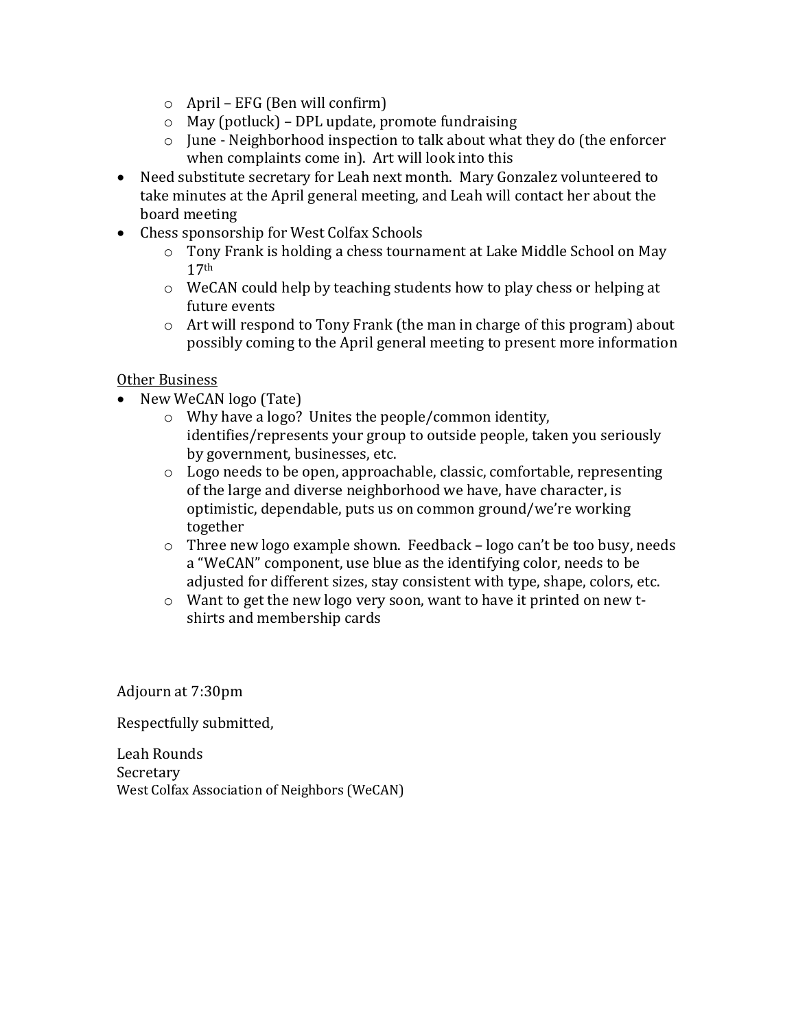- April – EFG (Ben will confirm)
  - May (potluck) – DPL update, promote fundraising
  - June - Neighborhood inspection to talk about what they do (the enforcer when complaints come in). Art will look into this
- Need substitute secretary for Leah next month. Mary Gonzalez volunteered to take minutes at the April general meeting, and Leah will contact her about the board meeting
- Chess sponsorship for West Colfax Schools
  - Tony Frank is holding a chess tournament at Lake Middle School on May 17th
  - WeCAN could help by teaching students how to play chess or helping at future events
  - Art will respond to Tony Frank (the man in charge of this program) about possibly coming to the April general meeting to present more information

<u>Other Business</u>

- New WeCAN logo (Tate)
  - Why have a logo? Unites the people/common identity, identifies/represents your group to outside people, taken you seriously by government, businesses, etc.
  - Logo needs to be open, approachable, classic, comfortable, representing of the large and diverse neighborhood we have, have character, is optimistic, dependable, puts us on common ground/we're working together
  - Three new logo example shown. Feedback – logo can't be too busy, needs a "WeCAN" component, use blue as the identifying color, needs to be adjusted for different sizes, stay consistent with type, shape, colors, etc.
  - Want to get the new logo very soon, want to have it printed on new t-shirts and membership cards

Adjourn at 7:30pm

Respectfully submitted,

Leah Rounds
Secretary
West Colfax Association of Neighbors (WeCAN)